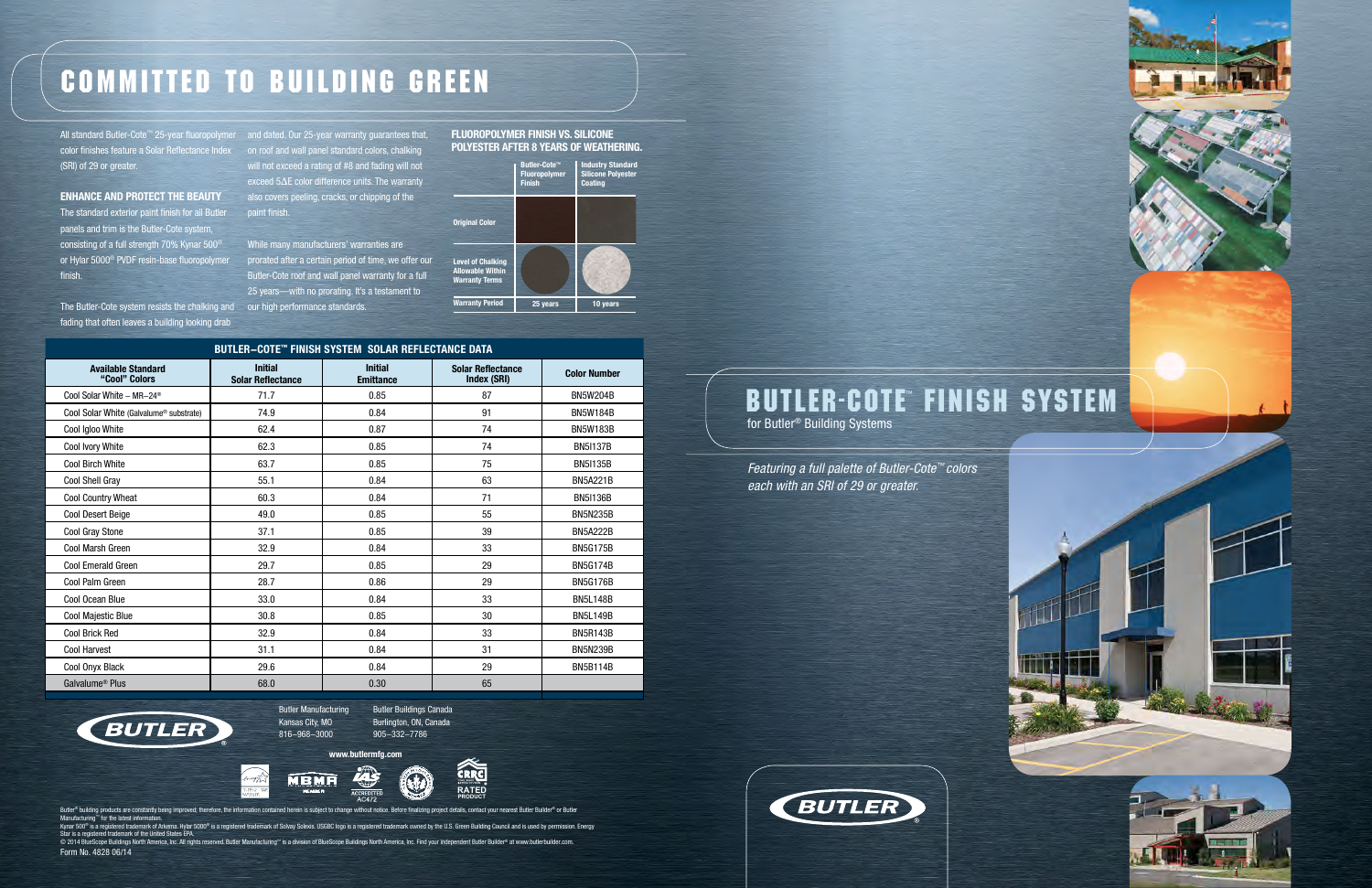# COMMITTED TO BUILDING GREEN

All standard Butler-Cote™ 25-year fluoropolymer color finishes feature a Solar Reflectance Index (SRI) of 29 or greater.

## ENHANCE AND PROTECT THE BEAUTY

The standard exterior paint finish for all Butler panels and trim is the Butler-Cote system, consisting of a full strength 70% Kynar 500® or Hylar 5000® PVDF resin-base fluoropolymer finish.

The Butler-Cote system resists the chalking and fading that often leaves a building looking drab and dated. Our 25-year warranty guarantees that, on roof and wall panel standard colors, chalking will not exceed a rating of #8 and fading will not exceed 5ΔE color difference units. The warranty also covers peeling, cracks, or chipping of the paint finish.

While many manufacturers' warranties are prorated after a certain period of time, we offer our Butler-Cote roof and wall panel warranty for a full 25 years—with no prorating. It's a testament to our high performance standards.

## FLUOROPOLYMER FINISH VS. SILICONE POLYESTER AFTER 8 YEARS OF WEATHERING.

| | Butler-Cote™ Fluoropolymer Finish | Industry Standard Silicone Polyester Coating |
|---|---|---|
| Original Color | | |
| Level of Chalking Allowable Within Warranty Terms | | |
| Warranty Period | 25 years | 10 years |

## BUTLER–COTE™ FINISH SYSTEM SOLAR REFLECTANCE DATA

| Available Standard "Cool" Colors | Initial Solar Reflectance | Initial Emittance | Solar Reflectance Index (SRI) | Color Number |
|---|---|---|---|---|
| Cool Solar White – MR–24® | 71.7 | 0.85 | 87 | BN5W204B |
| Cool Solar White (Galvalume® substrate) | 74.9 | 0.84 | 91 | BN5W184B |
| Cool Igloo White | 62.4 | 0.87 | 74 | BN5W183B |
| Cool Ivory White | 62.3 | 0.85 | 74 | BN5I137B |
| Cool Birch White | 63.7 | 0.85 | 75 | BN5I135B |
| Cool Shell Gray | 55.1 | 0.84 | 63 | BN5A221B |
| Cool Country Wheat | 60.3 | 0.84 | 71 | BN5I136B |
| Cool Desert Beige | 49.0 | 0.85 | 55 | BN5N235B |
| Cool Gray Stone | 37.1 | 0.85 | 39 | BN5A222B |
| Cool Marsh Green | 32.9 | 0.84 | 33 | BN5G175B |
| Cool Emerald Green | 29.7 | 0.85 | 29 | BN5G174B |
| Cool Palm Green | 28.7 | 0.86 | 29 | BN5G176B |
| Cool Ocean Blue | 33.0 | 0.84 | 33 | BN5L148B |
| Cool Majestic Blue | 30.8 | 0.85 | 30 | BN5L149B |
| Cool Brick Red | 32.9 | 0.84 | 33 | BN5R143B |
| Cool Harvest | 31.1 | 0.84 | 31 | BN5N239B |
| Cool Onyx Black | 29.6 | 0.84 | 29 | BN5B114B |
| Galvalume® Plus | 68.0 | 0.30 | 65 | |

BUTLER®

Butler Manufacturing
Kansas City, MO
816–968–3000

Butler Buildings Canada
Burlington, ON, Canada
905–332–7786

www.butlermfg.com

Butler® building products are constantly being improved; therefore, the information contained herein is subject to change without notice. Before finalizing project details, contact your nearest Butler Builder® or Butler Manufacturing™ for the latest information.
Kynar 500® is a registered trademark of Arkema. Hylar 5000® is a registered trademark of Solvay Solexis. USGBC logo is a registered trademark owned by the U.S. Green Building Council and is used by permission. Energy Star is a registered trademark of the United States EPA.
© 2014 BlueScope Buildings North America, Inc. All rights reserved. Butler Manufacturing™ is a division of BlueScope Buildings North America, Inc. Find your independent Butler Builder® at www.butlerbuilder.com.
Form No. 4828 06/14

# BUTLER-COTE™ FINISH SYSTEM

for Butler® Building Systems

*Featuring a full palette of Butler-Cote™ colors each with an SRI of 29 or greater.*

BUTLER®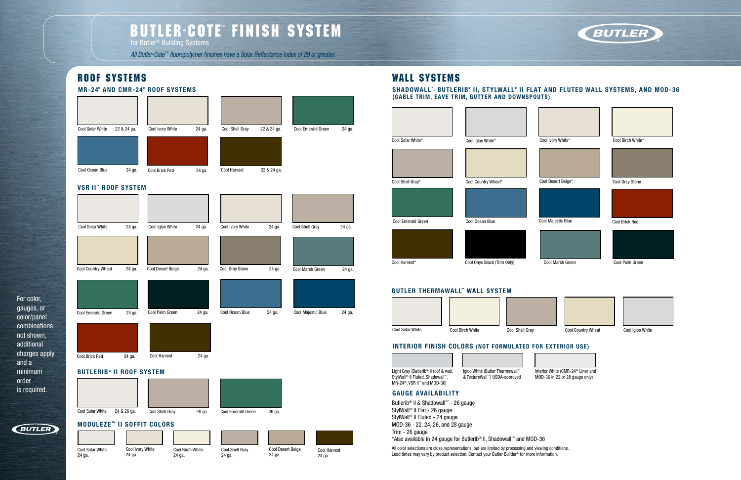# BUTLER-COTE™ FINISH SYSTEM

for Butler® Building Systems

*All Butler-Cote™ fluoropolymer finishes have a Solar Reflectance Index of 29 or greater.*

For color, gauges, or color/panel combinations not shown, additional charges apply and a minimum order is required.

## ROOF SYSTEMS

### MR-24® AND CMR-24® ROOF SYSTEMS

- Cool Solar White — 22 & 24 ga.
- Cool Ivory White — 24 ga.
- Cool Shell Gray — 22 & 24 ga.
- Cool Emerald Green — 24 ga.
- Cool Ocean Blue — 24 ga.
- Cool Brick Red — 24 ga.
- Cool Harvest — 22 & 24 ga.

### VSR II™ ROOF SYSTEM

- Cool Solar White — 24 ga.
- Cool Igloo White — 24 ga.
- Cool Ivory White — 24 ga.
- Cool Shell Gray — 24 ga.
- Cool Country Wheat — 24 ga.
- Cool Desert Beige — 24 ga.
- Cool Gray Stone — 24 ga.
- Cool Marsh Green — 24 ga.
- Cool Emerald Green — 24 ga.
- Cool Palm Green — 24 ga.
- Cool Ocean Blue — 24 ga.
- Cool Majestic Blue — 24 ga.
- Cool Brick Red — 24 ga.
- Cool Harvest — 24 ga.

### BUTLERIB® II ROOF SYSTEM

- Cool Solar White — 24 & 26 ga.
- Cool Shell Gray — 26 ga.
- Cool Emerald Green — 26 ga.

### MODULEZE™ II SOFFIT COLORS

- Cool Solar White — 24 ga.
- Cool Ivory White — 24 ga.
- Cool Birch White — 24 ga.
- Cool Shell Gray — 24 ga.
- Cool Desert Beige — 24 ga.
- Cool Harvest — 24 ga.

## WALL SYSTEMS

### SHADOWALL™, BUTLERIB® II, STYLWALL® II FLAT AND FLUTED WALL SYSTEMS, AND MOD-36 (GABLE TRIM, EAVE TRIM, GUTTER AND DOWNSPOUTS)

- Cool Solar White*
- Cool Igloo White*
- Cool Ivory White*
- Cool Birch White*
- Cool Shell Gray*
- Cool Country Wheat*
- Cool Desert Beige*
- Cool Gray Stone
- Cool Emerald Green
- Cool Ocean Blue
- Cool Majestic Blue
- Cool Brick Red
- Cool Harvest*
- Cool Onyx Black (Trim Only)
- Cool Marsh Green
- Cool Palm Green

### BUTLER THERMAWALL™ WALL SYSTEM

- Cool Solar White
- Cool Birch White
- Cool Shell Gray
- Cool Country Wheat
- Cool Igloo White

### INTERIOR FINISH COLORS (NOT FORMULATED FOR EXTERIOR USE)

- Light Gray (Butlerib® II roof & wall, StylWall® II Fluted, Shadowall™, MR-24®, VSR II™ and MOD-36)
- Igloo White (Butler Thermawall™ & TextureWall™) USDA-approved
- Interior White (CMR-24® Liner and MOD-36 in 22 or 28 gauge only)

### GAUGE AVAILABILITY

Butlerib® II & Shadowall™ - 26 gauge
StylWall® II Flat - 26 gauge
StylWall® II Fluted - 24 gauge
MOD-36 - 22, 24, 26, and 28 gauge
Trim - 26 gauge
*Also available in 24 gauge for Butlerib® II, Shadowall™ and MOD-36

All color selections are close representations, but are limited by processing and viewing conditions. Lead times may vary by product selection. Contact your Butler Builder® for more information.